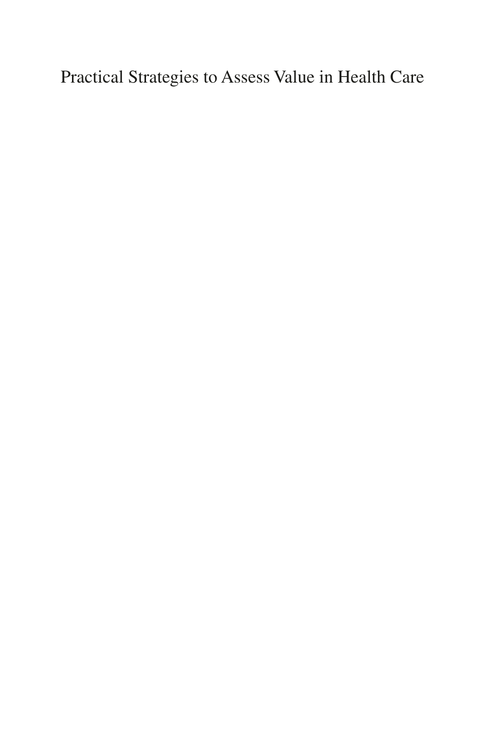# Practical Strategies to Assess Value in Health Care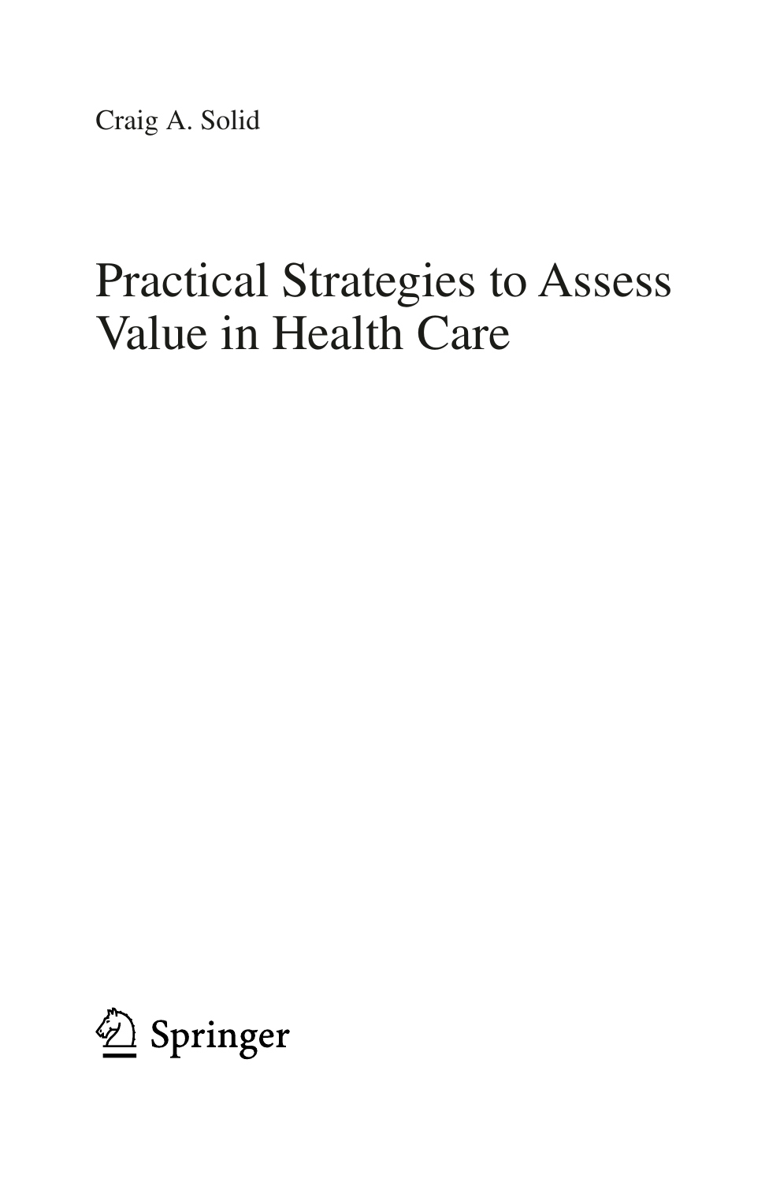Craig A. Solid

# Practical Strategies to Assess Value in Health Care

Springer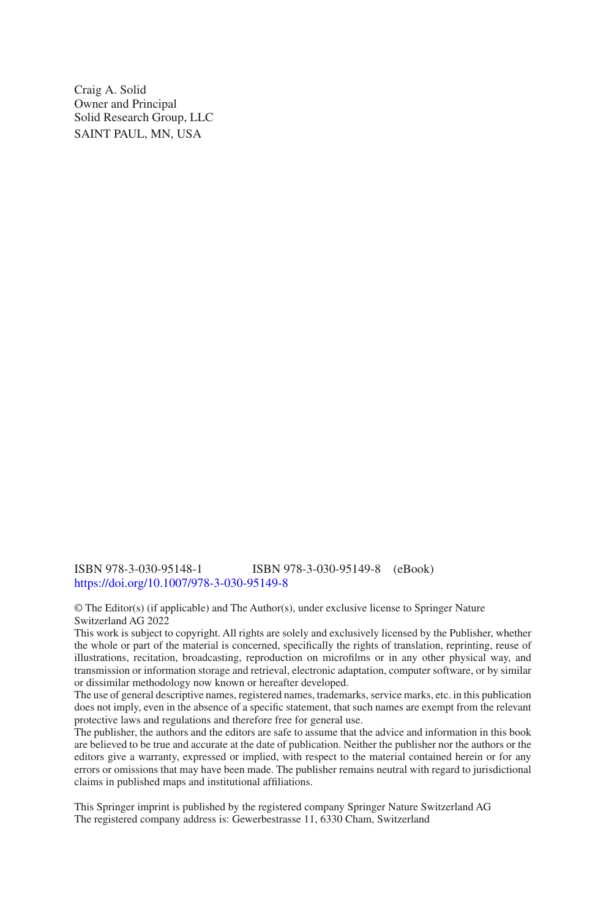Craig A. Solid
Owner and Principal
Solid Research Group, LLC
SAINT PAUL, MN, USA

ISBN 978-3-030-95148-1 ISBN 978-3-030-95149-8 (eBook)
https://doi.org/10.1007/978-3-030-95149-8

© The Editor(s) (if applicable) and The Author(s), under exclusive license to Springer Nature Switzerland AG 2022
This work is subject to copyright. All rights are solely and exclusively licensed by the Publisher, whether the whole or part of the material is concerned, specifically the rights of translation, reprinting, reuse of illustrations, recitation, broadcasting, reproduction on microfilms or in any other physical way, and transmission or information storage and retrieval, electronic adaptation, computer software, or by similar or dissimilar methodology now known or hereafter developed.
The use of general descriptive names, registered names, trademarks, service marks, etc. in this publication does not imply, even in the absence of a specific statement, that such names are exempt from the relevant protective laws and regulations and therefore free for general use.
The publisher, the authors and the editors are safe to assume that the advice and information in this book are believed to be true and accurate at the date of publication. Neither the publisher nor the authors or the editors give a warranty, expressed or implied, with respect to the material contained herein or for any errors or omissions that may have been made. The publisher remains neutral with regard to jurisdictional claims in published maps and institutional affiliations.

This Springer imprint is published by the registered company Springer Nature Switzerland AG
The registered company address is: Gewerbestrasse 11, 6330 Cham, Switzerland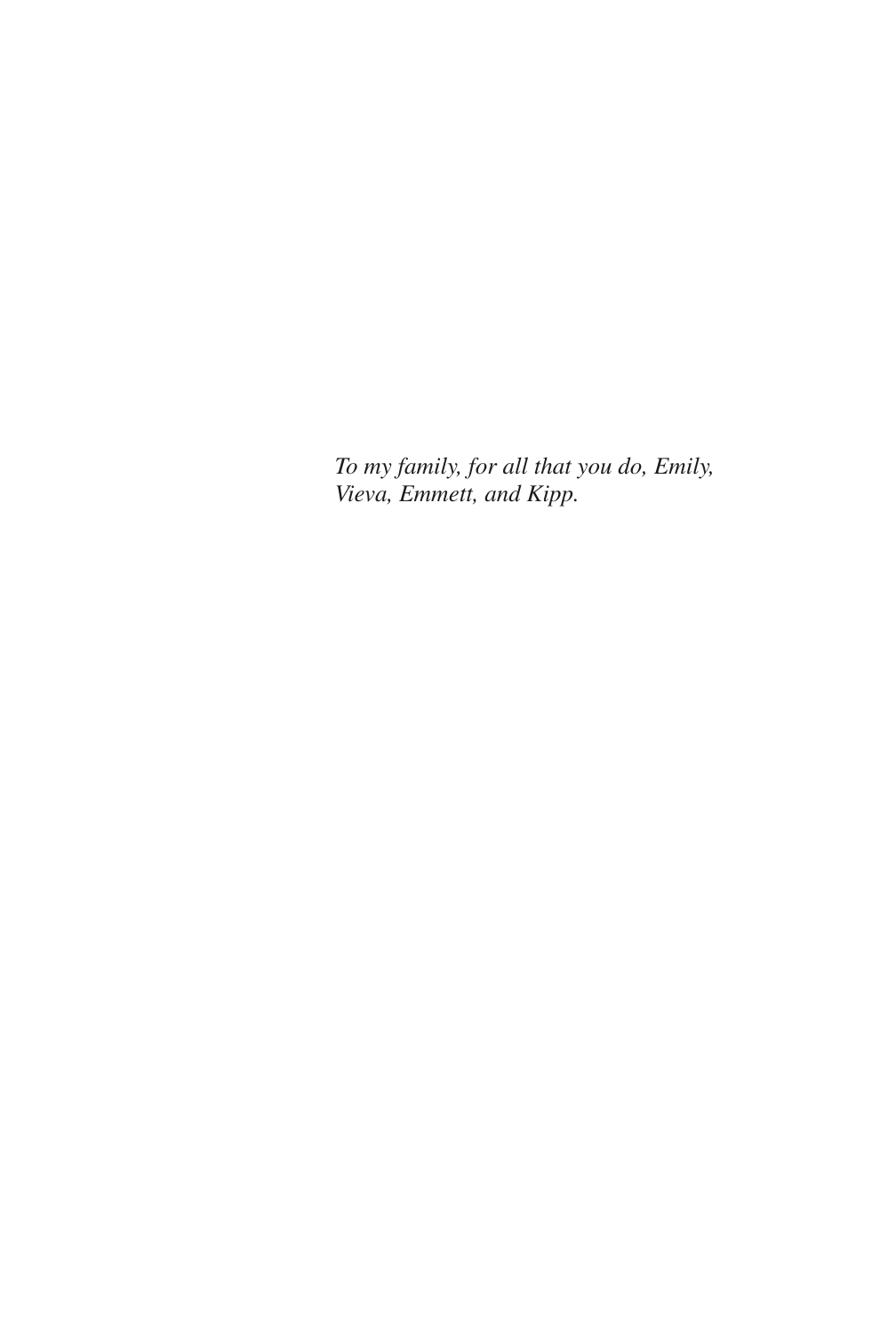*To my family, for all that you do, Emily, Vieva, Emmett, and Kipp.*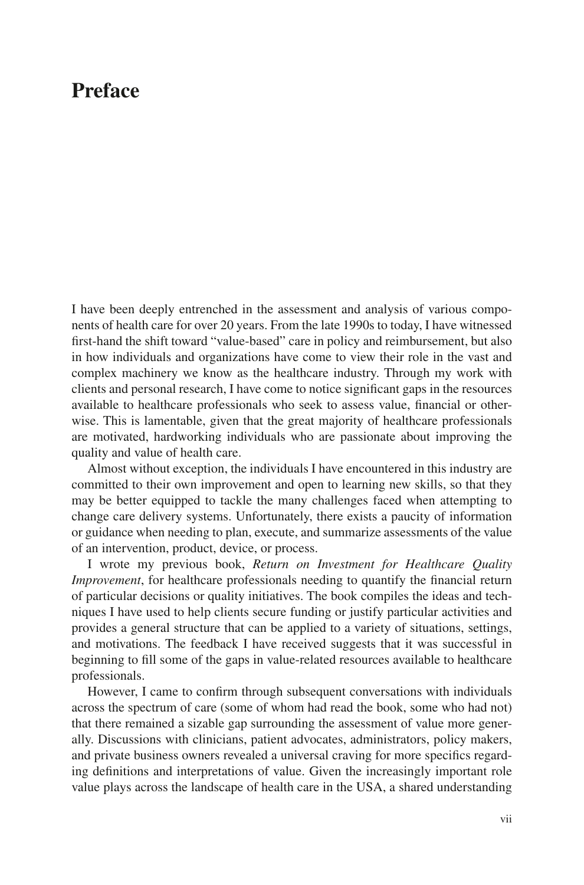# Preface

I have been deeply entrenched in the assessment and analysis of various components of health care for over 20 years. From the late 1990s to today, I have witnessed first-hand the shift toward "value-based" care in policy and reimbursement, but also in how individuals and organizations have come to view their role in the vast and complex machinery we know as the healthcare industry. Through my work with clients and personal research, I have come to notice significant gaps in the resources available to healthcare professionals who seek to assess value, financial or otherwise. This is lamentable, given that the great majority of healthcare professionals are motivated, hardworking individuals who are passionate about improving the quality and value of health care.

Almost without exception, the individuals I have encountered in this industry are committed to their own improvement and open to learning new skills, so that they may be better equipped to tackle the many challenges faced when attempting to change care delivery systems. Unfortunately, there exists a paucity of information or guidance when needing to plan, execute, and summarize assessments of the value of an intervention, product, device, or process.

I wrote my previous book, *Return on Investment for Healthcare Quality Improvement*, for healthcare professionals needing to quantify the financial return of particular decisions or quality initiatives. The book compiles the ideas and techniques I have used to help clients secure funding or justify particular activities and provides a general structure that can be applied to a variety of situations, settings, and motivations. The feedback I have received suggests that it was successful in beginning to fill some of the gaps in value-related resources available to healthcare professionals.

However, I came to confirm through subsequent conversations with individuals across the spectrum of care (some of whom had read the book, some who had not) that there remained a sizable gap surrounding the assessment of value more generally. Discussions with clinicians, patient advocates, administrators, policy makers, and private business owners revealed a universal craving for more specifics regarding definitions and interpretations of value. Given the increasingly important role value plays across the landscape of health care in the USA, a shared understanding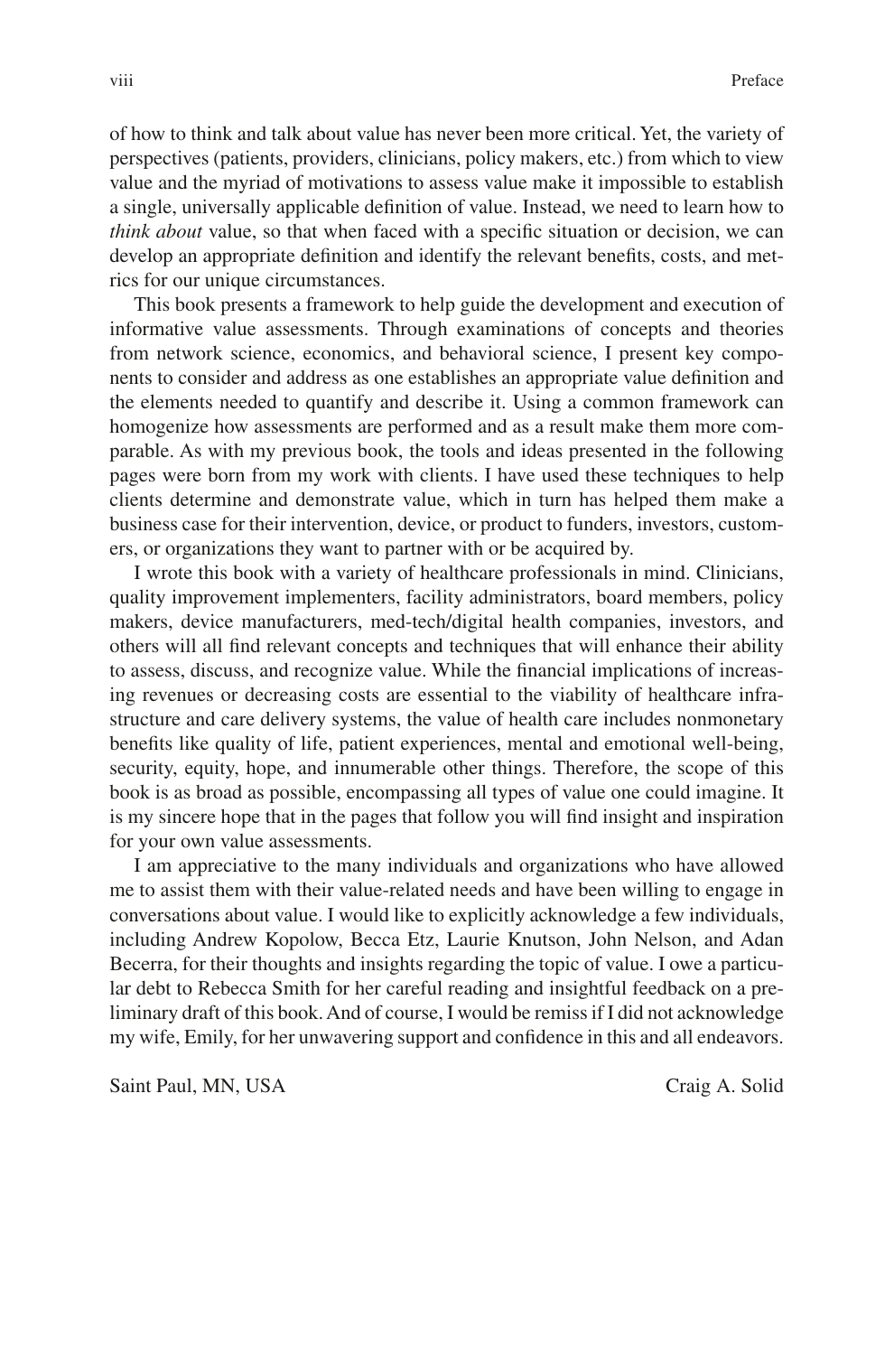of how to think and talk about value has never been more critical. Yet, the variety of perspectives (patients, providers, clinicians, policy makers, etc.) from which to view value and the myriad of motivations to assess value make it impossible to establish a single, universally applicable definition of value. Instead, we need to learn how to *think about* value, so that when faced with a specific situation or decision, we can develop an appropriate definition and identify the relevant benefits, costs, and metrics for our unique circumstances.

This book presents a framework to help guide the development and execution of informative value assessments. Through examinations of concepts and theories from network science, economics, and behavioral science, I present key components to consider and address as one establishes an appropriate value definition and the elements needed to quantify and describe it. Using a common framework can homogenize how assessments are performed and as a result make them more comparable. As with my previous book, the tools and ideas presented in the following pages were born from my work with clients. I have used these techniques to help clients determine and demonstrate value, which in turn has helped them make a business case for their intervention, device, or product to funders, investors, customers, or organizations they want to partner with or be acquired by.

I wrote this book with a variety of healthcare professionals in mind. Clinicians, quality improvement implementers, facility administrators, board members, policy makers, device manufacturers, med-tech/digital health companies, investors, and others will all find relevant concepts and techniques that will enhance their ability to assess, discuss, and recognize value. While the financial implications of increasing revenues or decreasing costs are essential to the viability of healthcare infrastructure and care delivery systems, the value of health care includes nonmonetary benefits like quality of life, patient experiences, mental and emotional well-being, security, equity, hope, and innumerable other things. Therefore, the scope of this book is as broad as possible, encompassing all types of value one could imagine. It is my sincere hope that in the pages that follow you will find insight and inspiration for your own value assessments.

I am appreciative to the many individuals and organizations who have allowed me to assist them with their value-related needs and have been willing to engage in conversations about value. I would like to explicitly acknowledge a few individuals, including Andrew Kopolow, Becca Etz, Laurie Knutson, John Nelson, and Adan Becerra, for their thoughts and insights regarding the topic of value. I owe a particular debt to Rebecca Smith for her careful reading and insightful feedback on a preliminary draft of this book. And of course, I would be remiss if I did not acknowledge my wife, Emily, for her unwavering support and confidence in this and all endeavors.

Saint Paul, MN, USA

Craig A. Solid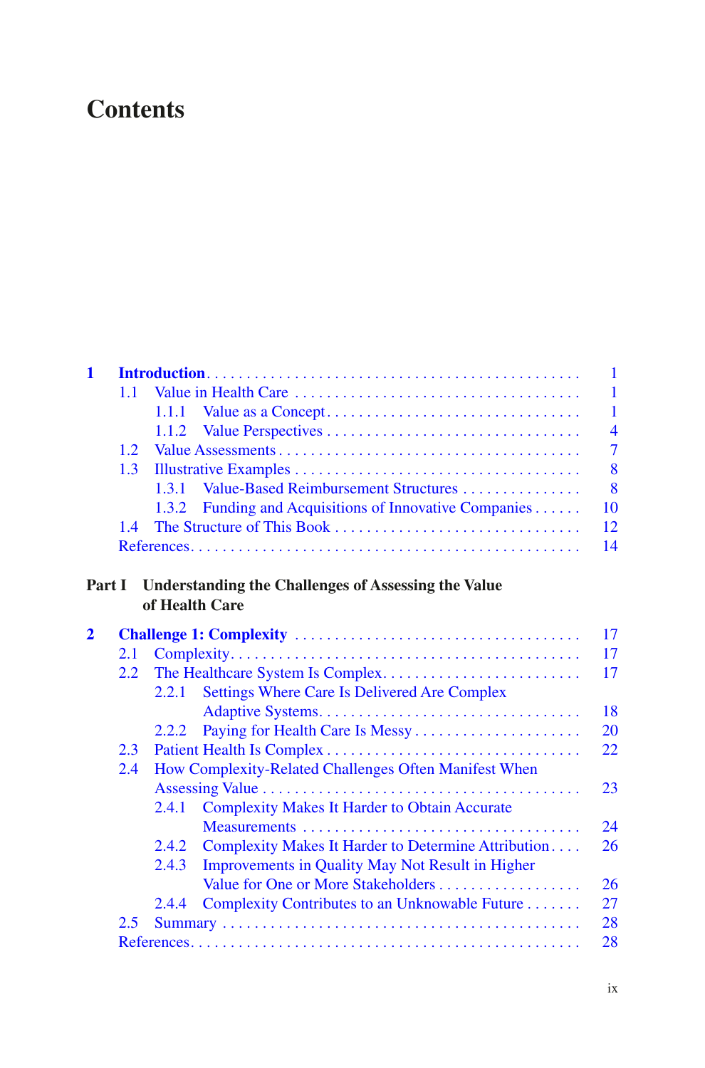# Contents

| | | |
|---|---|---|
| **1** | **Introduction** | 1 |
| 1.1 | Value in Health Care | 1 |
| 1.1.1 | Value as a Concept | 1 |
| 1.1.2 | Value Perspectives | 4 |
| 1.2 | Value Assessments | 7 |
| 1.3 | Illustrative Examples | 8 |
| 1.3.1 | Value-Based Reimbursement Structures | 8 |
| 1.3.2 | Funding and Acquisitions of Innovative Companies | 10 |
| 1.4 | The Structure of This Book | 12 |
| | References | 14 |

**Part I Understanding the Challenges of Assessing the Value of Health Care**

| | | |
|---|---|---|
| **2** | **Challenge 1: Complexity** | 17 |
| 2.1 | Complexity | 17 |
| 2.2 | The Healthcare System Is Complex | 17 |
| 2.2.1 | Settings Where Care Is Delivered Are Complex Adaptive Systems | 18 |
| 2.2.2 | Paying for Health Care Is Messy | 20 |
| 2.3 | Patient Health Is Complex | 22 |
| 2.4 | How Complexity-Related Challenges Often Manifest When Assessing Value | 23 |
| 2.4.1 | Complexity Makes It Harder to Obtain Accurate Measurements | 24 |
| 2.4.2 | Complexity Makes It Harder to Determine Attribution | 26 |
| 2.4.3 | Improvements in Quality May Not Result in Higher Value for One or More Stakeholders | 26 |
| 2.4.4 | Complexity Contributes to an Unknowable Future | 27 |
| 2.5 | Summary | 28 |
| | References | 28 |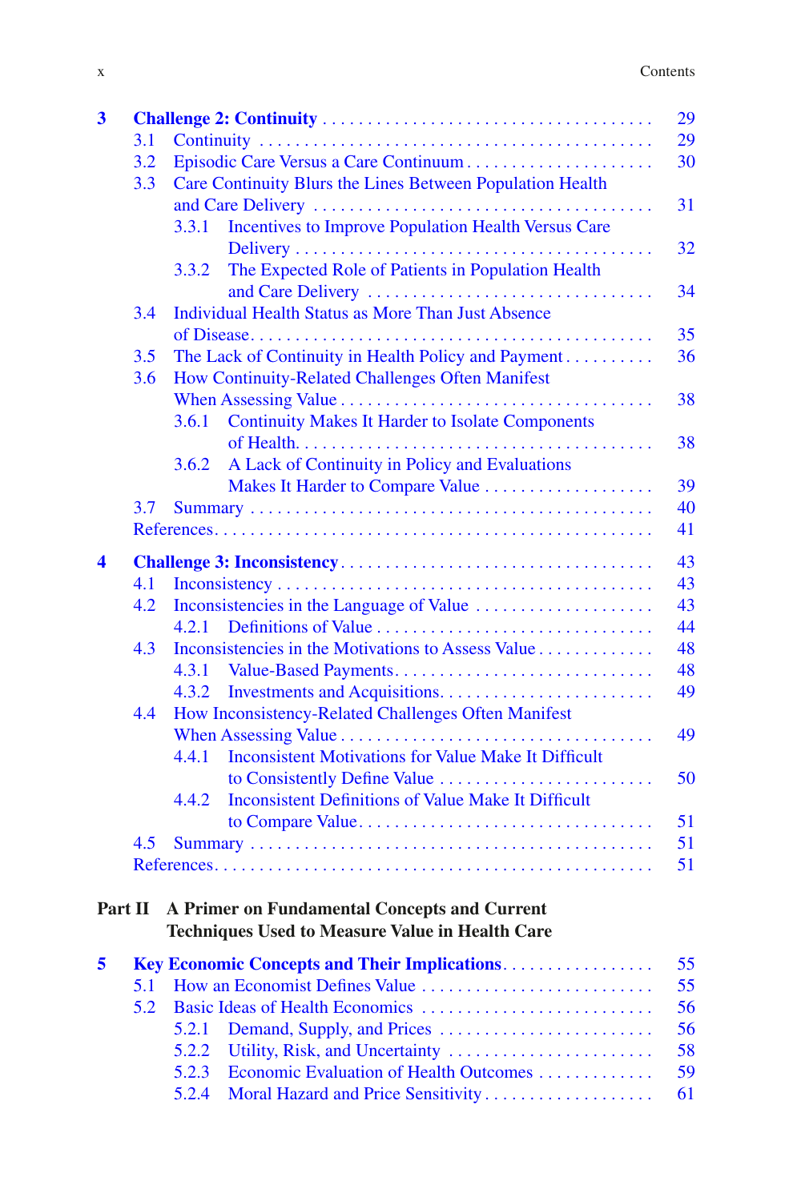**3 Challenge 2: Continuity** ..... 29
- 3.1 Continuity ..... 29
- 3.2 Episodic Care Versus a Care Continuum ..... 30
- 3.3 Care Continuity Blurs the Lines Between Population Health and Care Delivery ..... 31
  - 3.3.1 Incentives to Improve Population Health Versus Care Delivery ..... 32
  - 3.3.2 The Expected Role of Patients in Population Health and Care Delivery ..... 34
- 3.4 Individual Health Status as More Than Just Absence of Disease ..... 35
- 3.5 The Lack of Continuity in Health Policy and Payment ..... 36
- 3.6 How Continuity-Related Challenges Often Manifest When Assessing Value ..... 38
  - 3.6.1 Continuity Makes It Harder to Isolate Components of Health ..... 38
  - 3.6.2 A Lack of Continuity in Policy and Evaluations Makes It Harder to Compare Value ..... 39
- 3.7 Summary ..... 40
- References ..... 41

**4 Challenge 3: Inconsistency** ..... 43
- 4.1 Inconsistency ..... 43
- 4.2 Inconsistencies in the Language of Value ..... 43
  - 4.2.1 Definitions of Value ..... 44
- 4.3 Inconsistencies in the Motivations to Assess Value ..... 48
  - 4.3.1 Value-Based Payments ..... 48
  - 4.3.2 Investments and Acquisitions ..... 49
- 4.4 How Inconsistency-Related Challenges Often Manifest When Assessing Value ..... 49
  - 4.4.1 Inconsistent Motivations for Value Make It Difficult to Consistently Define Value ..... 50
  - 4.4.2 Inconsistent Definitions of Value Make It Difficult to Compare Value ..... 51
- 4.5 Summary ..... 51
- References ..... 51

**Part II A Primer on Fundamental Concepts and Current Techniques Used to Measure Value in Health Care**

**5 Key Economic Concepts and Their Implications** ..... 55
- 5.1 How an Economist Defines Value ..... 55
- 5.2 Basic Ideas of Health Economics ..... 56
  - 5.2.1 Demand, Supply, and Prices ..... 56
  - 5.2.2 Utility, Risk, and Uncertainty ..... 58
  - 5.2.3 Economic Evaluation of Health Outcomes ..... 59
  - 5.2.4 Moral Hazard and Price Sensitivity ..... 61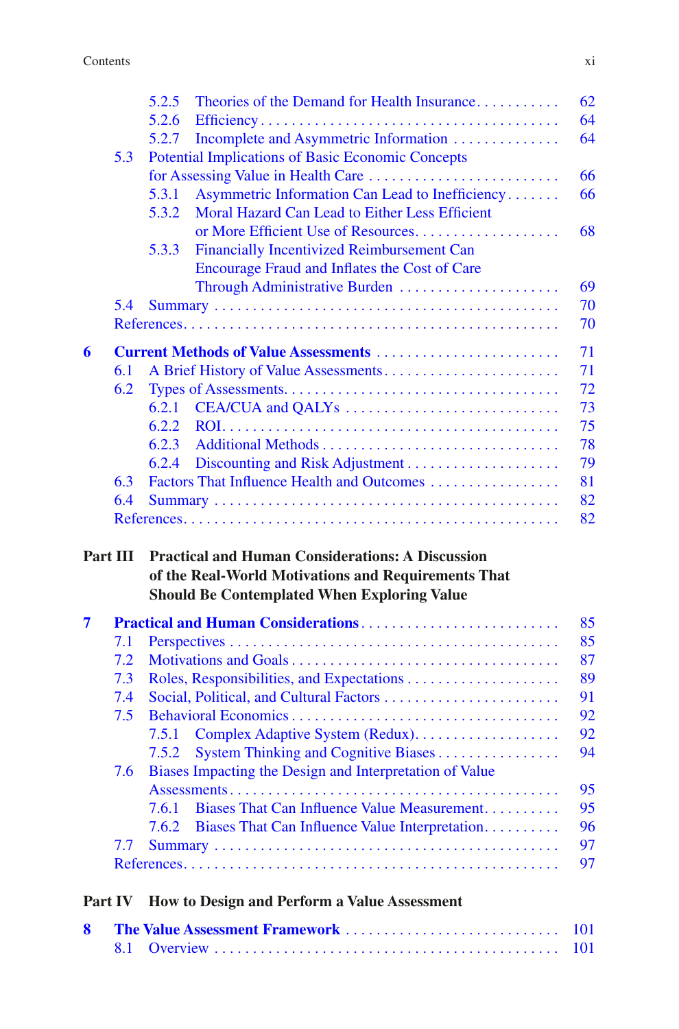5.2.5 Theories of the Demand for Health Insurance ........... 62
5.2.6 Efficiency ........................................ 64
5.2.7 Incomplete and Asymmetric Information .............. 64
5.3 Potential Implications of Basic Economic Concepts for Assessing Value in Health Care .......................... 66
5.3.1 Asymmetric Information Can Lead to Inefficiency ....... 66
5.3.2 Moral Hazard Can Lead to Either Less Efficient or More Efficient Use of Resources ................... 68
5.3.3 Financially Incentivized Reimbursement Can Encourage Fraud and Inflates the Cost of Care Through Administrative Burden ...................... 69
5.4 Summary ............................................... 70
References ................................................ 70

**6 Current Methods of Value Assessments** ......................... 71
6.1 A Brief History of Value Assessments ....................... 71
6.2 Types of Assessments ....................................... 72
6.2.1 CEA/CUA and QALYs ............................... 73
6.2.2 ROI ............................................... 75
6.2.3 Additional Methods ................................. 78
6.2.4 Discounting and Risk Adjustment .................... 79
6.3 Factors That Influence Health and Outcomes ................. 81
6.4 Summary .................................................. 82
References ................................................... 82

**Part III Practical and Human Considerations: A Discussion of the Real-World Motivations and Requirements That Should Be Contemplated When Exploring Value**

**7 Practical and Human Considerations** .......................... 85
7.1 Perspectives ............................................... 85
7.2 Motivations and Goals ..................................... 87
7.3 Roles, Responsibilities, and Expectations .................... 89
7.4 Social, Political, and Cultural Factors ........................ 91
7.5 Behavioral Economics ....................................... 92
7.5.1 Complex Adaptive System (Redux) .................... 92
7.5.2 System Thinking and Cognitive Biases ................ 94
7.6 Biases Impacting the Design and Interpretation of Value Assessments ................................................ 95
7.6.1 Biases That Can Influence Value Measurement .......... 95
7.6.2 Biases That Can Influence Value Interpretation .......... 96
7.7 Summary .................................................. 97
References ................................................... 97

**Part IV How to Design and Perform a Value Assessment**

**8 The Value Assessment Framework** ............................ 101
8.1 Overview .................................................. 101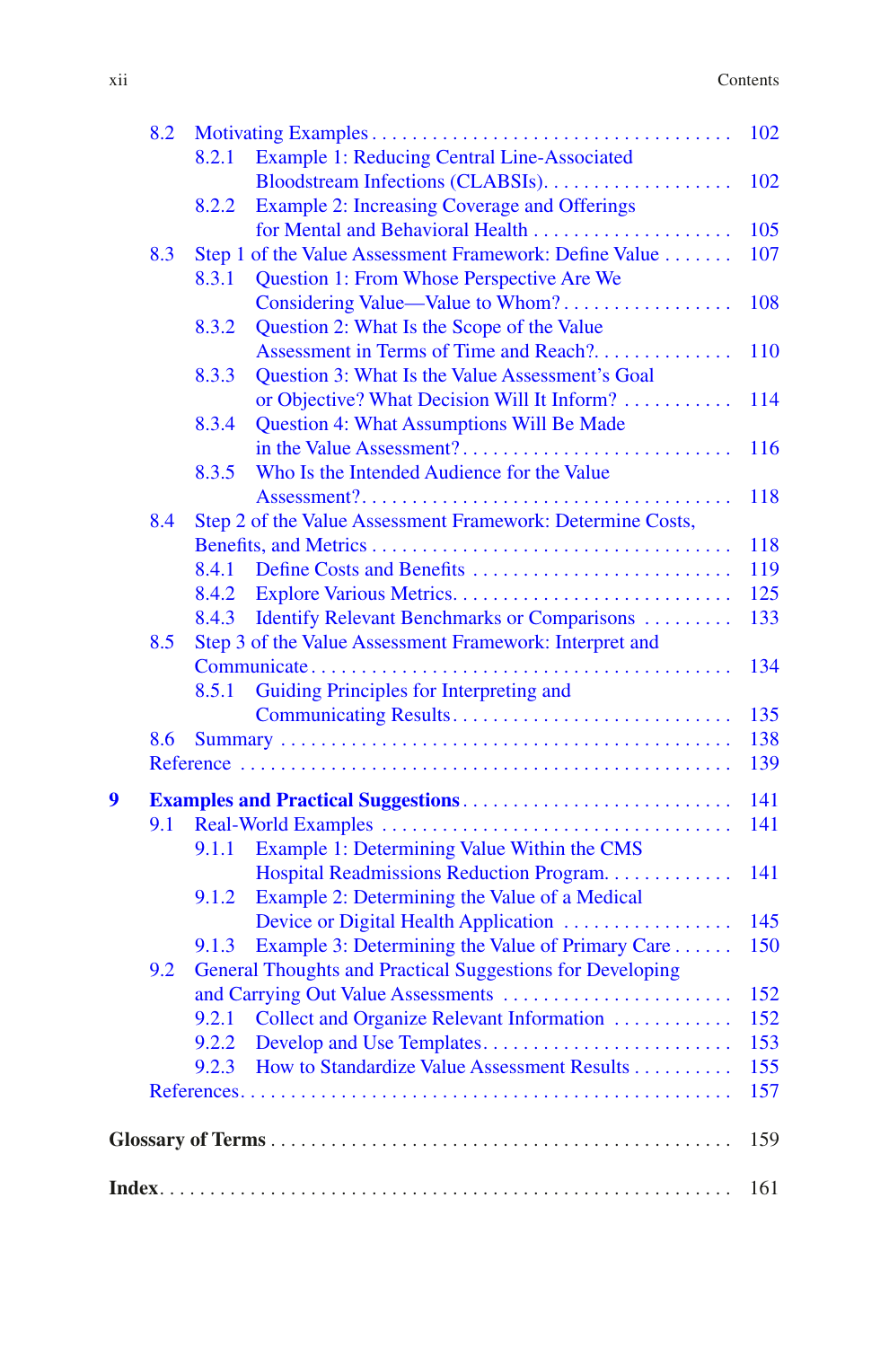- 8.2 Motivating Examples . . . 102
  - 8.2.1 Example 1: Reducing Central Line-Associated Bloodstream Infections (CLABSIs). . . . 102
  - 8.2.2 Example 2: Increasing Coverage and Offerings for Mental and Behavioral Health . . . 105
- 8.3 Step 1 of the Value Assessment Framework: Define Value . . . 107
  - 8.3.1 Question 1: From Whose Perspective Are We Considering Value—Value to Whom? . . . 108
  - 8.3.2 Question 2: What Is the Scope of the Value Assessment in Terms of Time and Reach?. . . . 110
  - 8.3.3 Question 3: What Is the Value Assessment's Goal or Objective? What Decision Will It Inform? . . . 114
  - 8.3.4 Question 4: What Assumptions Will Be Made in the Value Assessment? . . . 116
  - 8.3.5 Who Is the Intended Audience for the Value Assessment? . . . 118
- 8.4 Step 2 of the Value Assessment Framework: Determine Costs, Benefits, and Metrics . . . 118
  - 8.4.1 Define Costs and Benefits . . . 119
  - 8.4.2 Explore Various Metrics. . . . 125
  - 8.4.3 Identify Relevant Benchmarks or Comparisons . . . 133
- 8.5 Step 3 of the Value Assessment Framework: Interpret and Communicate . . . 134
  - 8.5.1 Guiding Principles for Interpreting and Communicating Results. . . . 135
- 8.6 Summary . . . 138
- Reference . . . 139

**9 Examples and Practical Suggestions . . . 141**

- 9.1 Real-World Examples . . . 141
  - 9.1.1 Example 1: Determining Value Within the CMS Hospital Readmissions Reduction Program. . . . 141
  - 9.1.2 Example 2: Determining the Value of a Medical Device or Digital Health Application . . . 145
  - 9.1.3 Example 3: Determining the Value of Primary Care . . . 150
- 9.2 General Thoughts and Practical Suggestions for Developing and Carrying Out Value Assessments . . . 152
  - 9.2.1 Collect and Organize Relevant Information . . . 152
  - 9.2.2 Develop and Use Templates. . . . 153
  - 9.2.3 How to Standardize Value Assessment Results . . . 155
- References. . . . 157

**Glossary of Terms** . . . 159

**Index**. . . . 161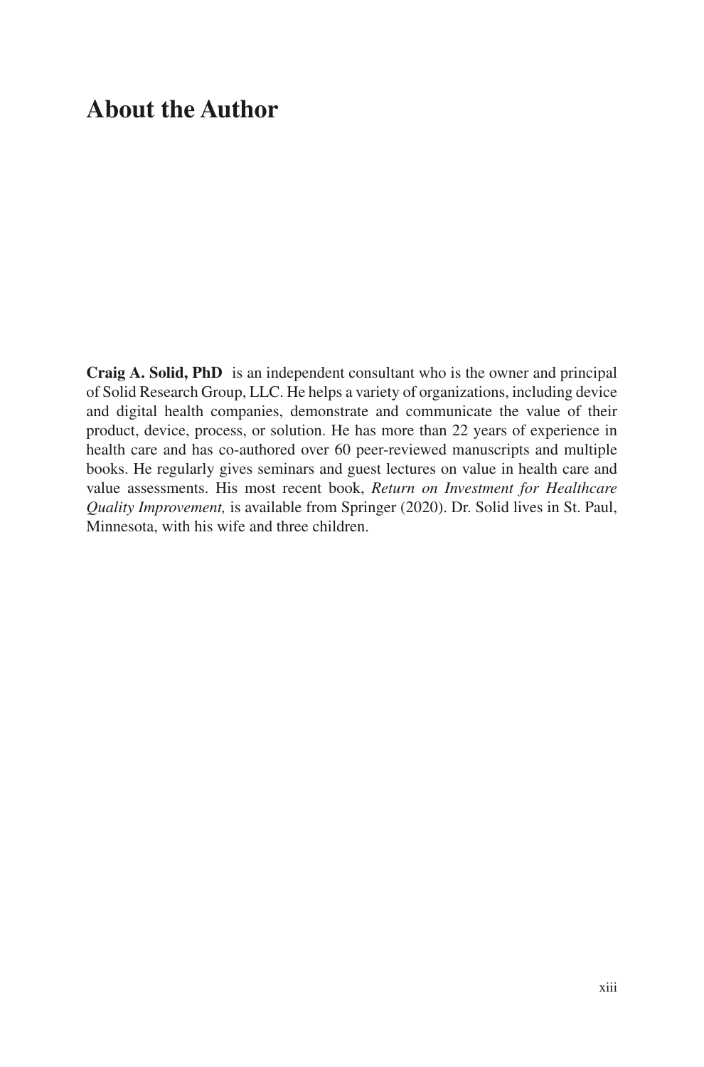# About the Author

**Craig A. Solid, PhD** is an independent consultant who is the owner and principal of Solid Research Group, LLC. He helps a variety of organizations, including device and digital health companies, demonstrate and communicate the value of their product, device, process, or solution. He has more than 22 years of experience in health care and has co-authored over 60 peer-reviewed manuscripts and multiple books. He regularly gives seminars and guest lectures on value in health care and value assessments. His most recent book, *Return on Investment for Healthcare Quality Improvement,* is available from Springer (2020). Dr. Solid lives in St. Paul, Minnesota, with his wife and three children.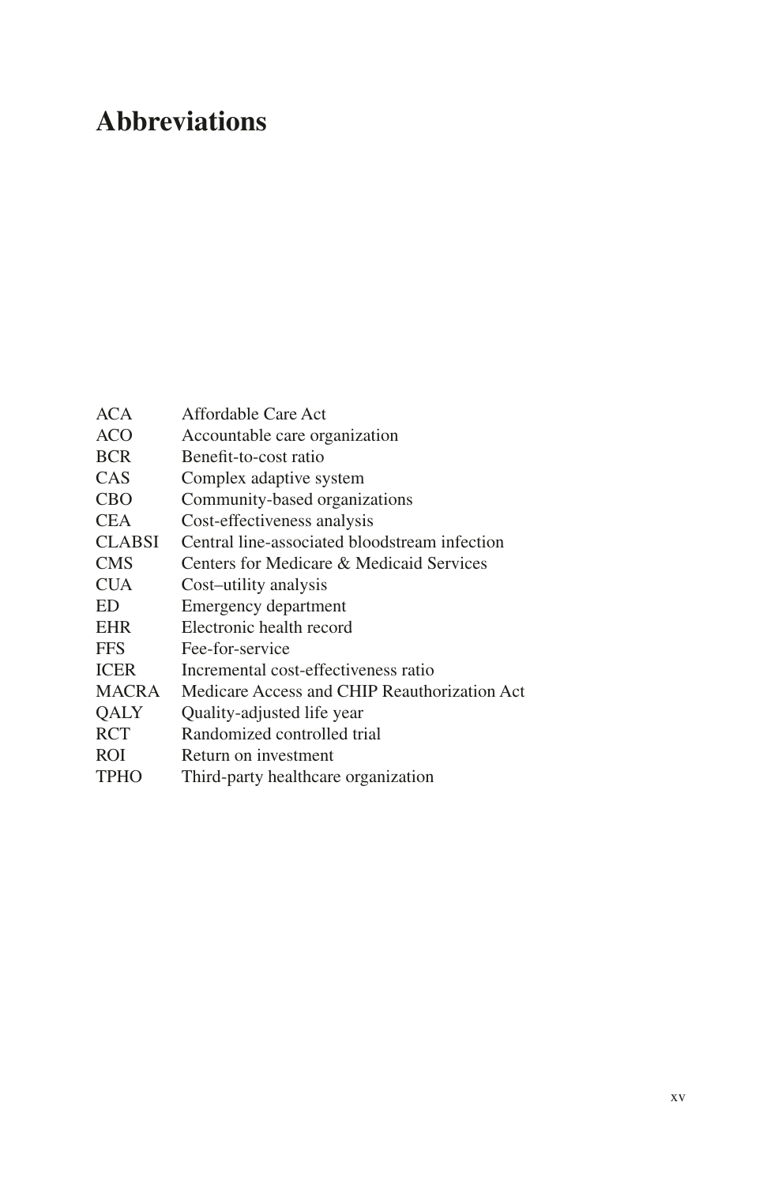# Abbreviations

| | |
|---|---|
| ACA | Affordable Care Act |
| ACO | Accountable care organization |
| BCR | Benefit-to-cost ratio |
| CAS | Complex adaptive system |
| CBO | Community-based organizations |
| CEA | Cost-effectiveness analysis |
| CLABSI | Central line-associated bloodstream infection |
| CMS | Centers for Medicare & Medicaid Services |
| CUA | Cost–utility analysis |
| ED | Emergency department |
| EHR | Electronic health record |
| FFS | Fee-for-service |
| ICER | Incremental cost-effectiveness ratio |
| MACRA | Medicare Access and CHIP Reauthorization Act |
| QALY | Quality-adjusted life year |
| RCT | Randomized controlled trial |
| ROI | Return on investment |
| TPHO | Third-party healthcare organization |